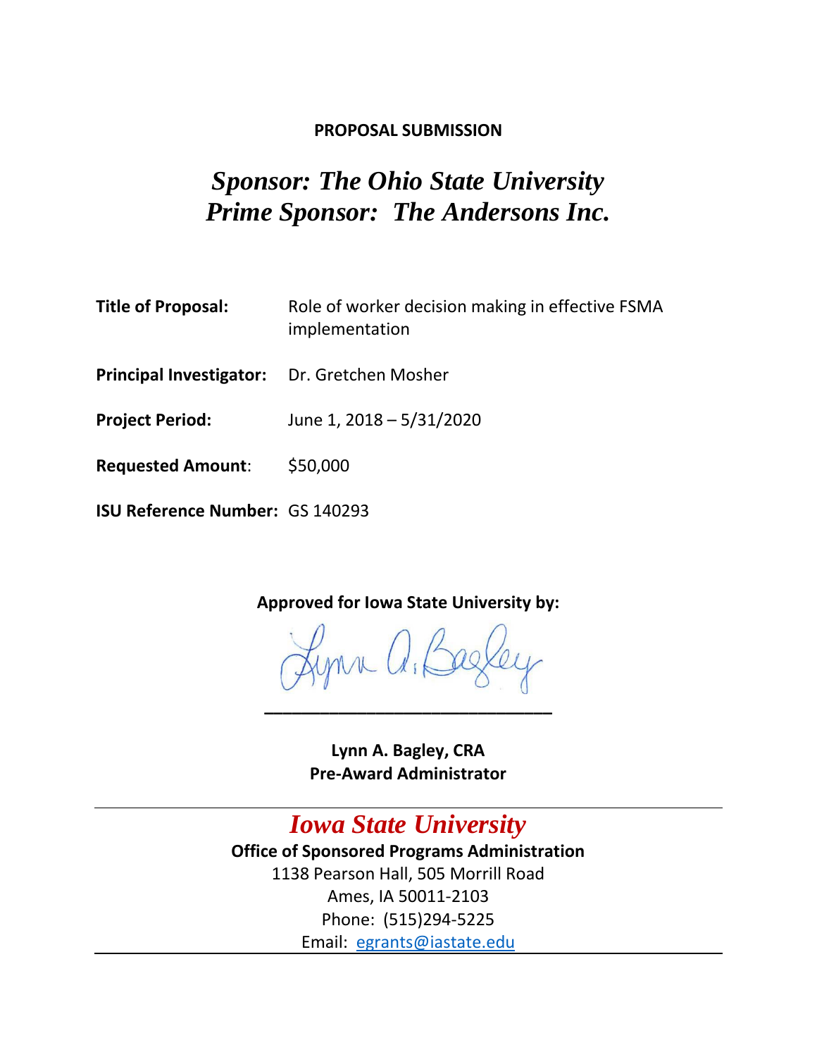**PROPOSAL SUBMISSION**

# *Sponsor: The Ohio State University*
# *Prime Sponsor: The Andersons Inc.*

**Title of Proposal:** Role of worker decision making in effective FSMA implementation

**Principal Investigator:** Dr. Gretchen Mosher

**Project Period:** June 1, 2018 – 5/31/2020

**Requested Amount**: $50,000

**ISU Reference Number:** GS 140293

**Approved for Iowa State University by:**

Lynn A. Bagley

\_\_\_\_\_\_\_\_\_\_\_\_\_\_\_\_\_\_\_\_\_\_\_\_\_\_\_\_\_\_

**Lynn A. Bagley, CRA**
**Pre-Award Administrator**

---

*Iowa State University*

**Office of Sponsored Programs Administration**

1138 Pearson Hall, 505 Morrill Road
Ames, IA 50011-2103
Phone: (515)294-5225
Email: egrants@iastate.edu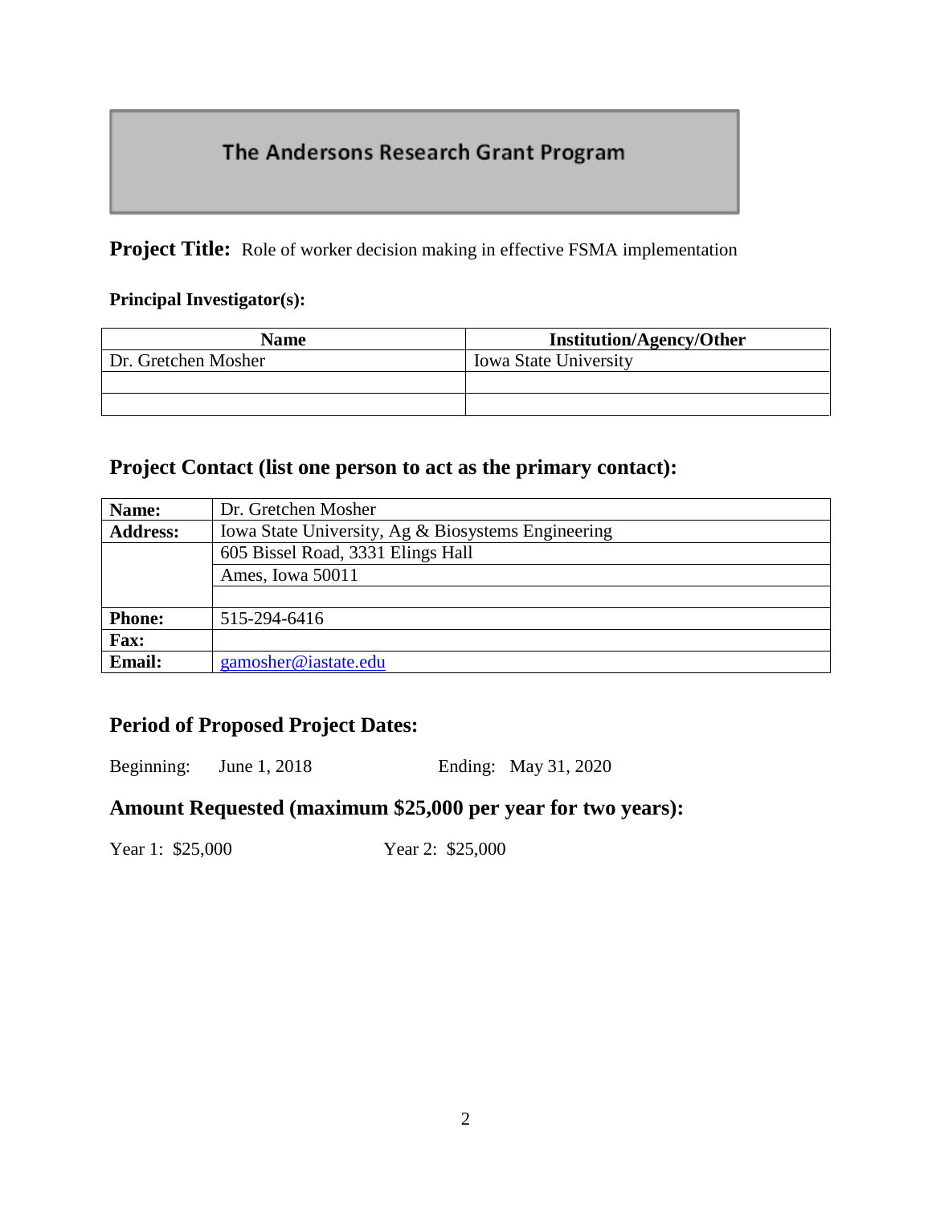# The Andersons Research Grant Program

**Project Title:** Role of worker decision making in effective FSMA implementation

**Principal Investigator(s):**

| Name | Institution/Agency/Other |
|---|---|
| Dr. Gretchen Mosher | Iowa State University |
| | |
| | |

## Project Contact (list one person to act as the primary contact):

| | |
|---|---|
| **Name:** | Dr. Gretchen Mosher |
| **Address:** | Iowa State University, Ag & Biosystems Engineering |
| | 605 Bissel Road, 3331 Elings Hall |
| | Ames, Iowa 50011 |
| | |
| **Phone:** | 515-294-6416 |
| **Fax:** | |
| **Email:** | gamosher@iastate.edu |

## Period of Proposed Project Dates:

Beginning: June 1, 2018 Ending: May 31, 2020

## Amount Requested (maximum $25,000 per year for two years):

Year 1: $25,000 Year 2: $25,000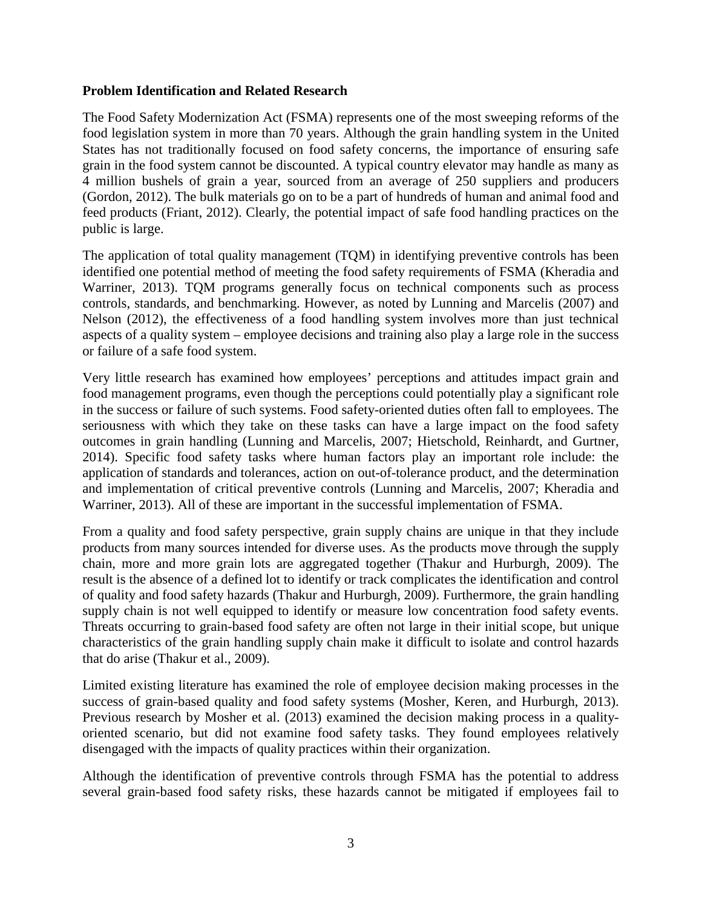**Problem Identification and Related Research**

The Food Safety Modernization Act (FSMA) represents one of the most sweeping reforms of the food legislation system in more than 70 years. Although the grain handling system in the United States has not traditionally focused on food safety concerns, the importance of ensuring safe grain in the food system cannot be discounted. A typical country elevator may handle as many as 4 million bushels of grain a year, sourced from an average of 250 suppliers and producers (Gordon, 2012). The bulk materials go on to be a part of hundreds of human and animal food and feed products (Friant, 2012). Clearly, the potential impact of safe food handling practices on the public is large.

The application of total quality management (TQM) in identifying preventive controls has been identified one potential method of meeting the food safety requirements of FSMA (Kheradia and Warriner, 2013). TQM programs generally focus on technical components such as process controls, standards, and benchmarking. However, as noted by Lunning and Marcelis (2007) and Nelson (2012), the effectiveness of a food handling system involves more than just technical aspects of a quality system – employee decisions and training also play a large role in the success or failure of a safe food system.

Very little research has examined how employees' perceptions and attitudes impact grain and food management programs, even though the perceptions could potentially play a significant role in the success or failure of such systems. Food safety-oriented duties often fall to employees. The seriousness with which they take on these tasks can have a large impact on the food safety outcomes in grain handling (Lunning and Marcelis, 2007; Hietschold, Reinhardt, and Gurtner, 2014). Specific food safety tasks where human factors play an important role include: the application of standards and tolerances, action on out-of-tolerance product, and the determination and implementation of critical preventive controls (Lunning and Marcelis, 2007; Kheradia and Warriner, 2013). All of these are important in the successful implementation of FSMA.

From a quality and food safety perspective, grain supply chains are unique in that they include products from many sources intended for diverse uses. As the products move through the supply chain, more and more grain lots are aggregated together (Thakur and Hurburgh, 2009). The result is the absence of a defined lot to identify or track complicates the identification and control of quality and food safety hazards (Thakur and Hurburgh, 2009). Furthermore, the grain handling supply chain is not well equipped to identify or measure low concentration food safety events. Threats occurring to grain-based food safety are often not large in their initial scope, but unique characteristics of the grain handling supply chain make it difficult to isolate and control hazards that do arise (Thakur et al., 2009).

Limited existing literature has examined the role of employee decision making processes in the success of grain-based quality and food safety systems (Mosher, Keren, and Hurburgh, 2013). Previous research by Mosher et al. (2013) examined the decision making process in a quality-oriented scenario, but did not examine food safety tasks. They found employees relatively disengaged with the impacts of quality practices within their organization.

Although the identification of preventive controls through FSMA has the potential to address several grain-based food safety risks, these hazards cannot be mitigated if employees fail to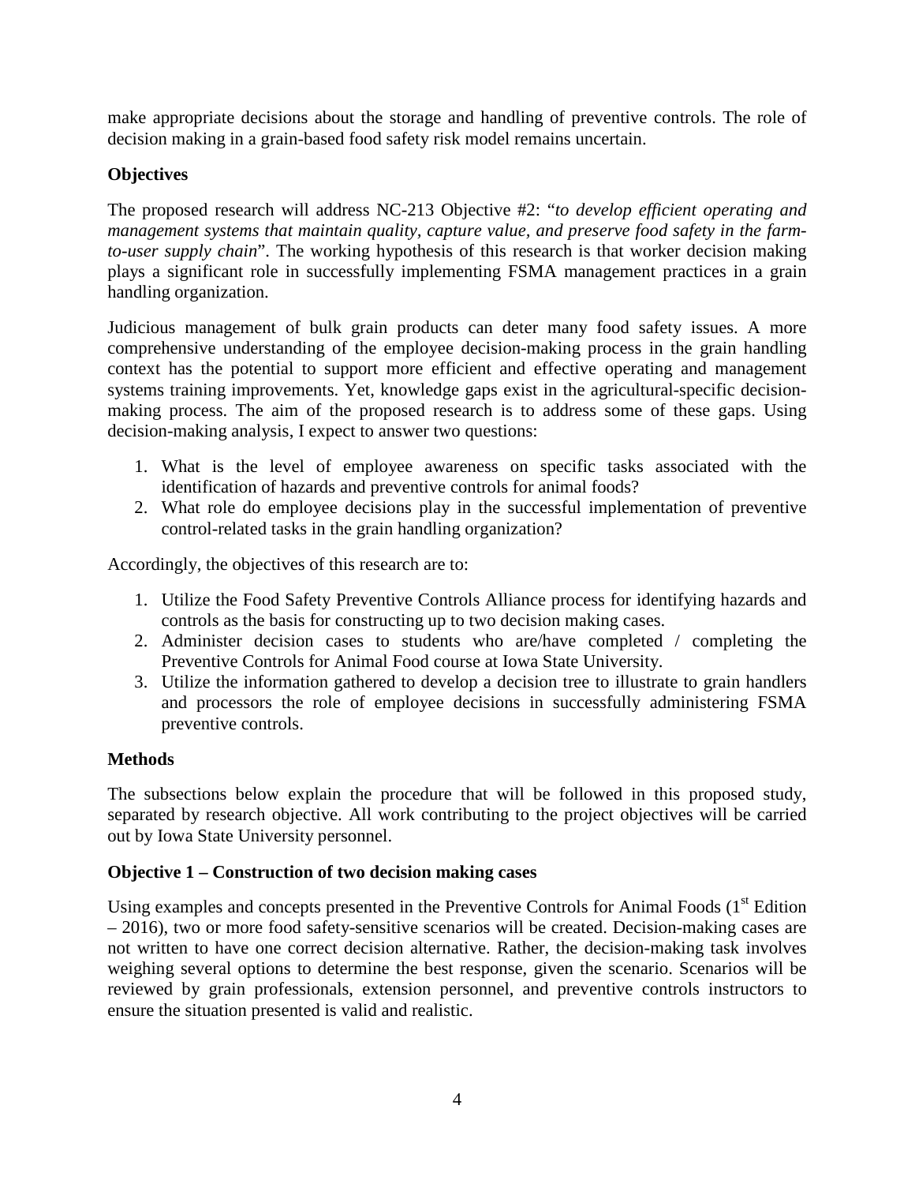make appropriate decisions about the storage and handling of preventive controls. The role of decision making in a grain-based food safety risk model remains uncertain.

**Objectives**

The proposed research will address NC-213 Objective #2: "*to develop efficient operating and management systems that maintain quality, capture value, and preserve food safety in the farm-to-user supply chain*". The working hypothesis of this research is that worker decision making plays a significant role in successfully implementing FSMA management practices in a grain handling organization.

Judicious management of bulk grain products can deter many food safety issues. A more comprehensive understanding of the employee decision-making process in the grain handling context has the potential to support more efficient and effective operating and management systems training improvements. Yet, knowledge gaps exist in the agricultural-specific decision-making process. The aim of the proposed research is to address some of these gaps. Using decision-making analysis, I expect to answer two questions:

1. What is the level of employee awareness on specific tasks associated with the identification of hazards and preventive controls for animal foods?
2. What role do employee decisions play in the successful implementation of preventive control-related tasks in the grain handling organization?

Accordingly, the objectives of this research are to:

1. Utilize the Food Safety Preventive Controls Alliance process for identifying hazards and controls as the basis for constructing up to two decision making cases.
2. Administer decision cases to students who are/have completed / completing the Preventive Controls for Animal Food course at Iowa State University.
3. Utilize the information gathered to develop a decision tree to illustrate to grain handlers and processors the role of employee decisions in successfully administering FSMA preventive controls.

**Methods**

The subsections below explain the procedure that will be followed in this proposed study, separated by research objective. All work contributing to the project objectives will be carried out by Iowa State University personnel.

**Objective 1 – Construction of two decision making cases**

Using examples and concepts presented in the Preventive Controls for Animal Foods (1st Edition – 2016), two or more food safety-sensitive scenarios will be created. Decision-making cases are not written to have one correct decision alternative. Rather, the decision-making task involves weighing several options to determine the best response, given the scenario. Scenarios will be reviewed by grain professionals, extension personnel, and preventive controls instructors to ensure the situation presented is valid and realistic.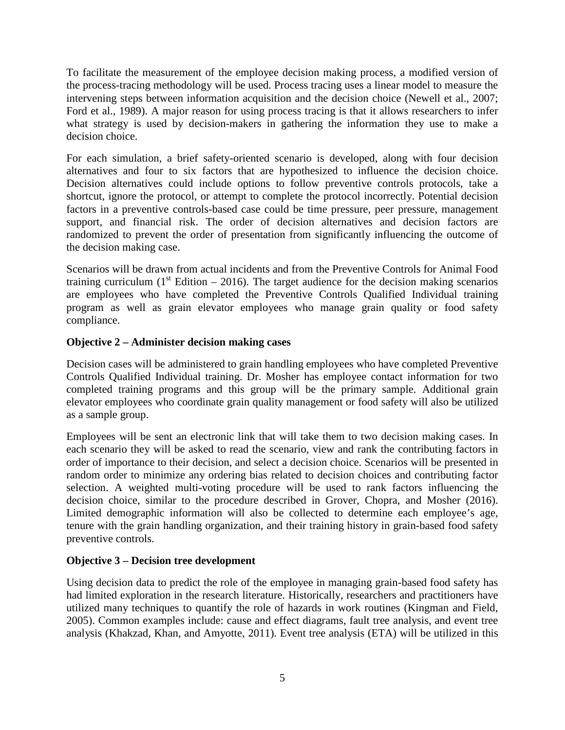To facilitate the measurement of the employee decision making process, a modified version of the process-tracing methodology will be used. Process tracing uses a linear model to measure the intervening steps between information acquisition and the decision choice (Newell et al., 2007; Ford et al., 1989). A major reason for using process tracing is that it allows researchers to infer what strategy is used by decision-makers in gathering the information they use to make a decision choice.

For each simulation, a brief safety-oriented scenario is developed, along with four decision alternatives and four to six factors that are hypothesized to influence the decision choice. Decision alternatives could include options to follow preventive controls protocols, take a shortcut, ignore the protocol, or attempt to complete the protocol incorrectly. Potential decision factors in a preventive controls-based case could be time pressure, peer pressure, management support, and financial risk. The order of decision alternatives and decision factors are randomized to prevent the order of presentation from significantly influencing the outcome of the decision making case.

Scenarios will be drawn from actual incidents and from the Preventive Controls for Animal Food training curriculum (1st Edition – 2016). The target audience for the decision making scenarios are employees who have completed the Preventive Controls Qualified Individual training program as well as grain elevator employees who manage grain quality or food safety compliance.

**Objective 2 – Administer decision making cases**

Decision cases will be administered to grain handling employees who have completed Preventive Controls Qualified Individual training. Dr. Mosher has employee contact information for two completed training programs and this group will be the primary sample. Additional grain elevator employees who coordinate grain quality management or food safety will also be utilized as a sample group.

Employees will be sent an electronic link that will take them to two decision making cases. In each scenario they will be asked to read the scenario, view and rank the contributing factors in order of importance to their decision, and select a decision choice. Scenarios will be presented in random order to minimize any ordering bias related to decision choices and contributing factor selection. A weighted multi-voting procedure will be used to rank factors influencing the decision choice, similar to the procedure described in Grover, Chopra, and Mosher (2016). Limited demographic information will also be collected to determine each employee's age, tenure with the grain handling organization, and their training history in grain-based food safety preventive controls.

**Objective 3 – Decision tree development**

Using decision data to predict the role of the employee in managing grain-based food safety has had limited exploration in the research literature. Historically, researchers and practitioners have utilized many techniques to quantify the role of hazards in work routines (Kingman and Field, 2005). Common examples include: cause and effect diagrams, fault tree analysis, and event tree analysis (Khakzad, Khan, and Amyotte, 2011). Event tree analysis (ETA) will be utilized in this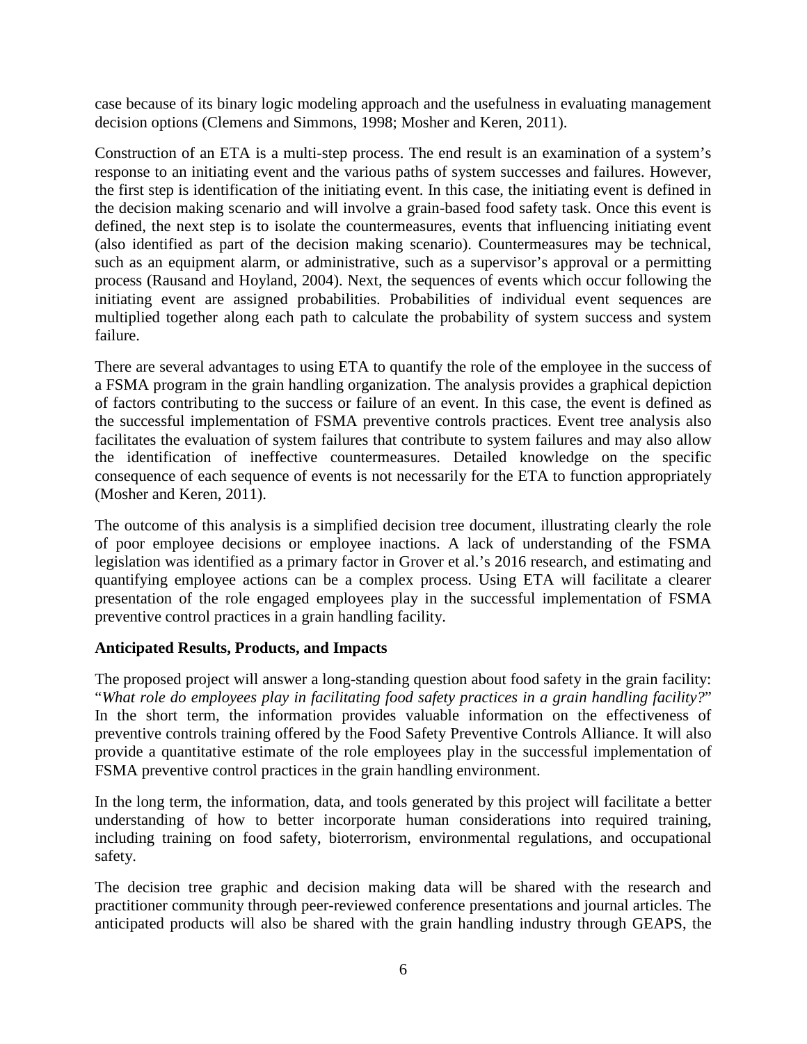case because of its binary logic modeling approach and the usefulness in evaluating management decision options (Clemens and Simmons, 1998; Mosher and Keren, 2011).

Construction of an ETA is a multi-step process. The end result is an examination of a system's response to an initiating event and the various paths of system successes and failures. However, the first step is identification of the initiating event. In this case, the initiating event is defined in the decision making scenario and will involve a grain-based food safety task. Once this event is defined, the next step is to isolate the countermeasures, events that influencing initiating event (also identified as part of the decision making scenario). Countermeasures may be technical, such as an equipment alarm, or administrative, such as a supervisor's approval or a permitting process (Rausand and Hoyland, 2004). Next, the sequences of events which occur following the initiating event are assigned probabilities. Probabilities of individual event sequences are multiplied together along each path to calculate the probability of system success and system failure.

There are several advantages to using ETA to quantify the role of the employee in the success of a FSMA program in the grain handling organization. The analysis provides a graphical depiction of factors contributing to the success or failure of an event. In this case, the event is defined as the successful implementation of FSMA preventive controls practices. Event tree analysis also facilitates the evaluation of system failures that contribute to system failures and may also allow the identification of ineffective countermeasures. Detailed knowledge on the specific consequence of each sequence of events is not necessarily for the ETA to function appropriately (Mosher and Keren, 2011).

The outcome of this analysis is a simplified decision tree document, illustrating clearly the role of poor employee decisions or employee inactions. A lack of understanding of the FSMA legislation was identified as a primary factor in Grover et al.'s 2016 research, and estimating and quantifying employee actions can be a complex process. Using ETA will facilitate a clearer presentation of the role engaged employees play in the successful implementation of FSMA preventive control practices in a grain handling facility.

**Anticipated Results, Products, and Impacts**

The proposed project will answer a long-standing question about food safety in the grain facility: "*What role do employees play in facilitating food safety practices in a grain handling facility?*" In the short term, the information provides valuable information on the effectiveness of preventive controls training offered by the Food Safety Preventive Controls Alliance. It will also provide a quantitative estimate of the role employees play in the successful implementation of FSMA preventive control practices in the grain handling environment.

In the long term, the information, data, and tools generated by this project will facilitate a better understanding of how to better incorporate human considerations into required training, including training on food safety, bioterrorism, environmental regulations, and occupational safety.

The decision tree graphic and decision making data will be shared with the research and practitioner community through peer-reviewed conference presentations and journal articles. The anticipated products will also be shared with the grain handling industry through GEAPS, the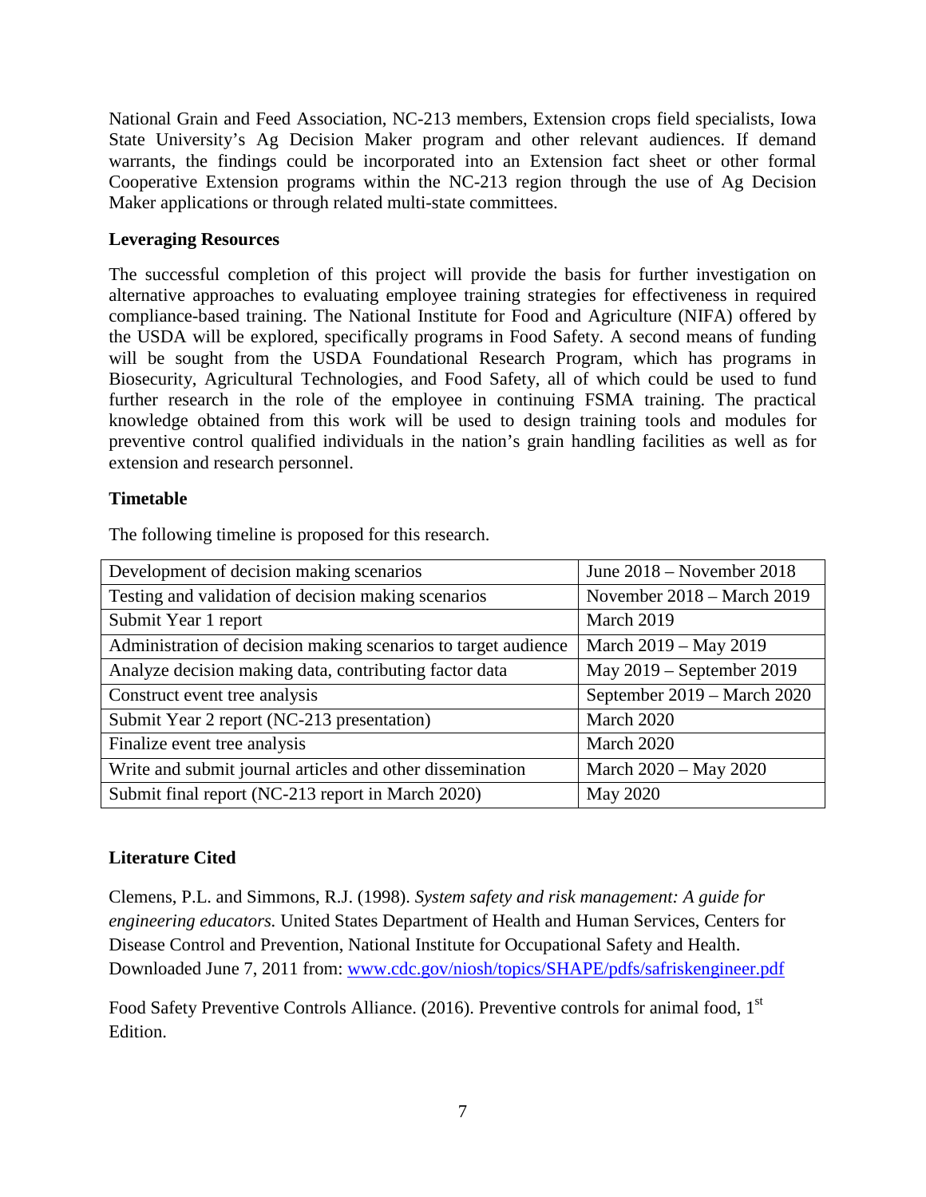National Grain and Feed Association, NC-213 members, Extension crops field specialists, Iowa State University's Ag Decision Maker program and other relevant audiences. If demand warrants, the findings could be incorporated into an Extension fact sheet or other formal Cooperative Extension programs within the NC-213 region through the use of Ag Decision Maker applications or through related multi-state committees.

**Leveraging Resources**

The successful completion of this project will provide the basis for further investigation on alternative approaches to evaluating employee training strategies for effectiveness in required compliance-based training. The National Institute for Food and Agriculture (NIFA) offered by the USDA will be explored, specifically programs in Food Safety. A second means of funding will be sought from the USDA Foundational Research Program, which has programs in Biosecurity, Agricultural Technologies, and Food Safety, all of which could be used to fund further research in the role of the employee in continuing FSMA training. The practical knowledge obtained from this work will be used to design training tools and modules for preventive control qualified individuals in the nation's grain handling facilities as well as for extension and research personnel.

**Timetable**

The following timeline is proposed for this research.

| Task | Dates |
|---|---|
| Development of decision making scenarios | June 2018 – November 2018 |
| Testing and validation of decision making scenarios | November 2018 – March 2019 |
| Submit Year 1 report | March 2019 |
| Administration of decision making scenarios to target audience | March 2019 – May 2019 |
| Analyze decision making data, contributing factor data | May 2019 – September 2019 |
| Construct event tree analysis | September 2019 – March 2020 |
| Submit Year 2 report (NC-213 presentation) | March 2020 |
| Finalize event tree analysis | March 2020 |
| Write and submit journal articles and other dissemination | March 2020 – May 2020 |
| Submit final report (NC-213 report in March 2020) | May 2020 |

**Literature Cited**

Clemens, P.L. and Simmons, R.J. (1998). *System safety and risk management: A guide for engineering educators.* United States Department of Health and Human Services, Centers for Disease Control and Prevention, National Institute for Occupational Safety and Health. Downloaded June 7, 2011 from: www.cdc.gov/niosh/topics/SHAPE/pdfs/safriskengineer.pdf

Food Safety Preventive Controls Alliance. (2016). Preventive controls for animal food, 1st Edition.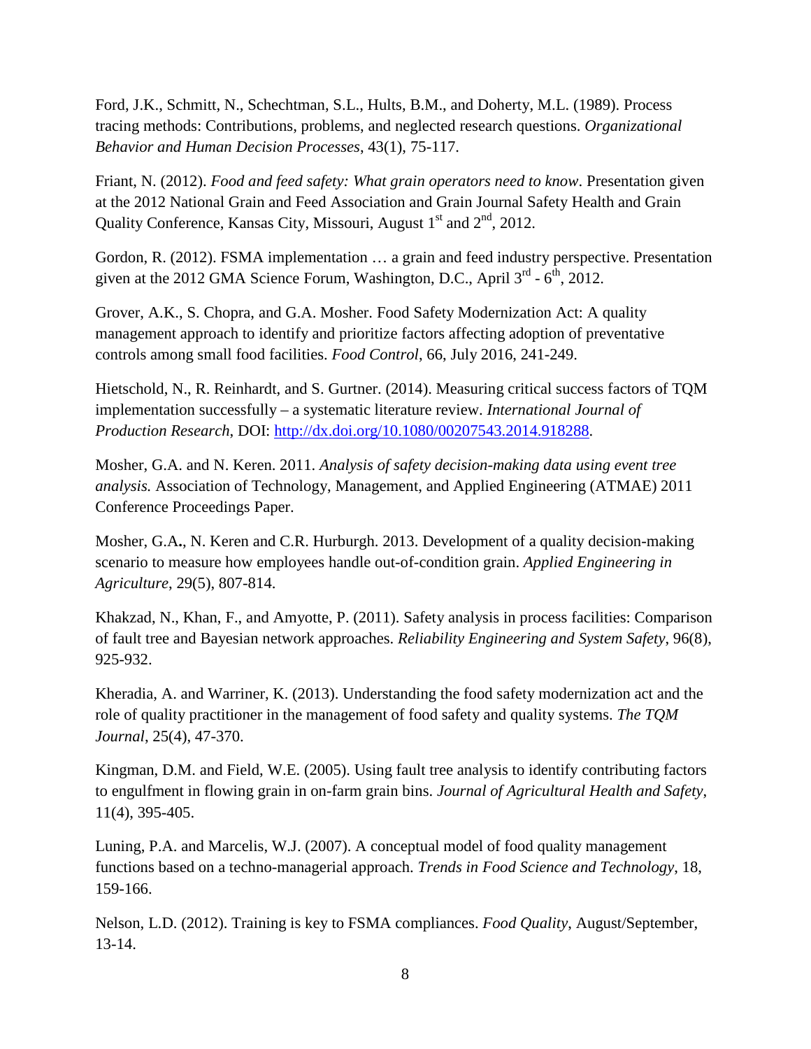Ford, J.K., Schmitt, N., Schechtman, S.L., Hults, B.M., and Doherty, M.L. (1989). Process tracing methods: Contributions, problems, and neglected research questions. *Organizational Behavior and Human Decision Processes*, 43(1), 75-117.

Friant, N. (2012). *Food and feed safety: What grain operators need to know*. Presentation given at the 2012 National Grain and Feed Association and Grain Journal Safety Health and Grain Quality Conference, Kansas City, Missouri, August 1st and 2nd, 2012.

Gordon, R. (2012). FSMA implementation … a grain and feed industry perspective. Presentation given at the 2012 GMA Science Forum, Washington, D.C., April 3rd - 6th, 2012.

Grover, A.K., S. Chopra, and G.A. Mosher. Food Safety Modernization Act: A quality management approach to identify and prioritize factors affecting adoption of preventative controls among small food facilities. *Food Control*, 66, July 2016, 241-249.

Hietschold, N., R. Reinhardt, and S. Gurtner. (2014). Measuring critical success factors of TQM implementation successfully – a systematic literature review. *International Journal of Production Research*, DOI: http://dx.doi.org/10.1080/00207543.2014.918288.

Mosher, G.A. and N. Keren. 2011. *Analysis of safety decision-making data using event tree analysis.* Association of Technology, Management, and Applied Engineering (ATMAE) 2011 Conference Proceedings Paper.

Mosher, G.A**.**, N. Keren and C.R. Hurburgh. 2013. Development of a quality decision-making scenario to measure how employees handle out-of-condition grain. *Applied Engineering in Agriculture*, 29(5), 807-814.

Khakzad, N., Khan, F., and Amyotte, P. (2011). Safety analysis in process facilities: Comparison of fault tree and Bayesian network approaches. *Reliability Engineering and System Safety*, 96(8), 925-932.

Kheradia, A. and Warriner, K. (2013). Understanding the food safety modernization act and the role of quality practitioner in the management of food safety and quality systems. *The TQM Journal*, 25(4), 47-370.

Kingman, D.M. and Field, W.E. (2005). Using fault tree analysis to identify contributing factors to engulfment in flowing grain in on-farm grain bins. *Journal of Agricultural Health and Safety*, 11(4), 395-405.

Luning, P.A. and Marcelis, W.J. (2007). A conceptual model of food quality management functions based on a techno-managerial approach. *Trends in Food Science and Technology*, 18, 159-166.

Nelson, L.D. (2012). Training is key to FSMA compliances. *Food Quality*, August/September, 13-14.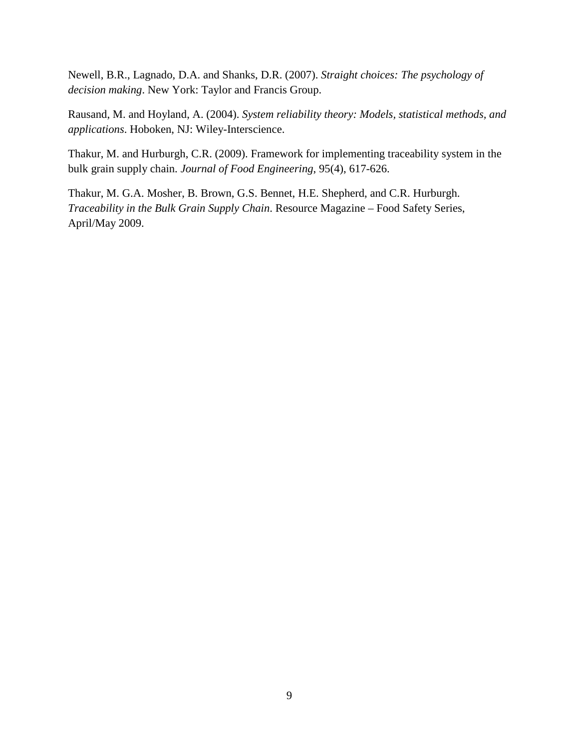Newell, B.R., Lagnado, D.A. and Shanks, D.R. (2007). *Straight choices: The psychology of decision making*. New York: Taylor and Francis Group.

Rausand, M. and Hoyland, A. (2004). *System reliability theory: Models, statistical methods, and applications*. Hoboken, NJ: Wiley-Interscience.

Thakur, M. and Hurburgh, C.R. (2009). Framework for implementing traceability system in the bulk grain supply chain. *Journal of Food Engineering*, 95(4), 617-626.

Thakur, M. G.A. Mosher, B. Brown, G.S. Bennet, H.E. Shepherd, and C.R. Hurburgh. *Traceability in the Bulk Grain Supply Chain*. Resource Magazine – Food Safety Series, April/May 2009.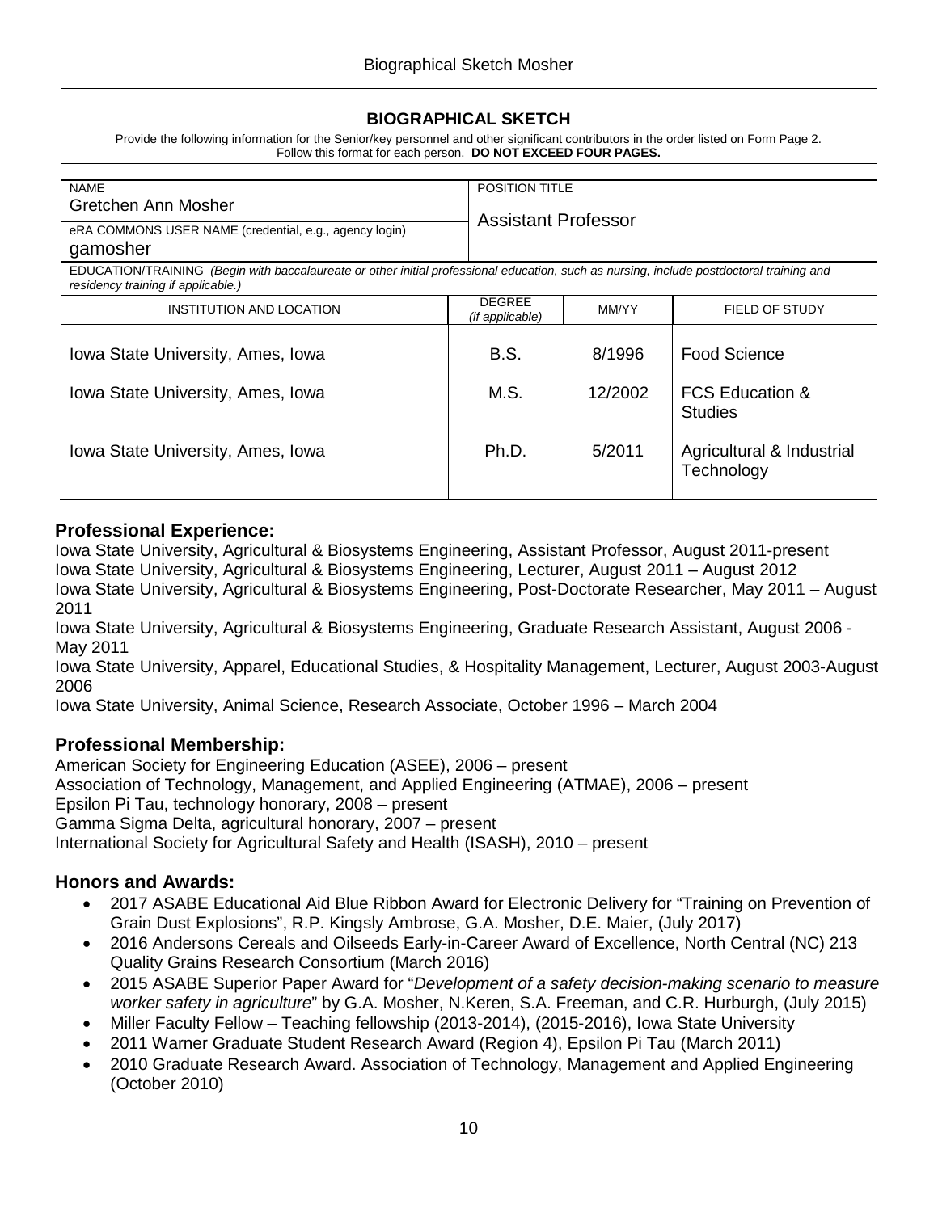## BIOGRAPHICAL SKETCH

Provide the following information for the Senior/key personnel and other significant contributors in the order listed on Form Page 2. Follow this format for each person. **DO NOT EXCEED FOUR PAGES.**

| NAME | POSITION TITLE |
|---|---|
| Gretchen Ann Mosher | Assistant Professor |
| eRA COMMONS USER NAME (credential, e.g., agency login) | |
| gamosher | |

EDUCATION/TRAINING *(Begin with baccalaureate or other initial professional education, such as nursing, include postdoctoral training and residency training if applicable.)*

| INSTITUTION AND LOCATION | DEGREE *(if applicable)* | MM/YY | FIELD OF STUDY |
|---|---|---|---|
| Iowa State University, Ames, Iowa | B.S. | 8/1996 | Food Science |
| Iowa State University, Ames, Iowa | M.S. | 12/2002 | FCS Education & Studies |
| Iowa State University, Ames, Iowa | Ph.D. | 5/2011 | Agricultural & Industrial Technology |

### Professional Experience:

Iowa State University, Agricultural & Biosystems Engineering, Assistant Professor, August 2011-present
Iowa State University, Agricultural & Biosystems Engineering, Lecturer, August 2011 – August 2012
Iowa State University, Agricultural & Biosystems Engineering, Post-Doctorate Researcher, May 2011 – August 2011
Iowa State University, Agricultural & Biosystems Engineering, Graduate Research Assistant, August 2006 - May 2011
Iowa State University, Apparel, Educational Studies, & Hospitality Management, Lecturer, August 2003-August 2006
Iowa State University, Animal Science, Research Associate, October 1996 – March 2004

### Professional Membership:

American Society for Engineering Education (ASEE), 2006 – present
Association of Technology, Management, and Applied Engineering (ATMAE), 2006 – present
Epsilon Pi Tau, technology honorary, 2008 – present
Gamma Sigma Delta, agricultural honorary, 2007 – present
International Society for Agricultural Safety and Health (ISASH), 2010 – present

### Honors and Awards:

- 2017 ASABE Educational Aid Blue Ribbon Award for Electronic Delivery for "Training on Prevention of Grain Dust Explosions", R.P. Kingsly Ambrose, G.A. Mosher, D.E. Maier, (July 2017)
- 2016 Andersons Cereals and Oilseeds Early-in-Career Award of Excellence, North Central (NC) 213 Quality Grains Research Consortium (March 2016)
- 2015 ASABE Superior Paper Award for "*Development of a safety decision-making scenario to measure worker safety in agriculture*" by G.A. Mosher, N.Keren, S.A. Freeman, and C.R. Hurburgh, (July 2015)
- Miller Faculty Fellow – Teaching fellowship (2013-2014), (2015-2016), Iowa State University
- 2011 Warner Graduate Student Research Award (Region 4), Epsilon Pi Tau (March 2011)
- 2010 Graduate Research Award. Association of Technology, Management and Applied Engineering (October 2010)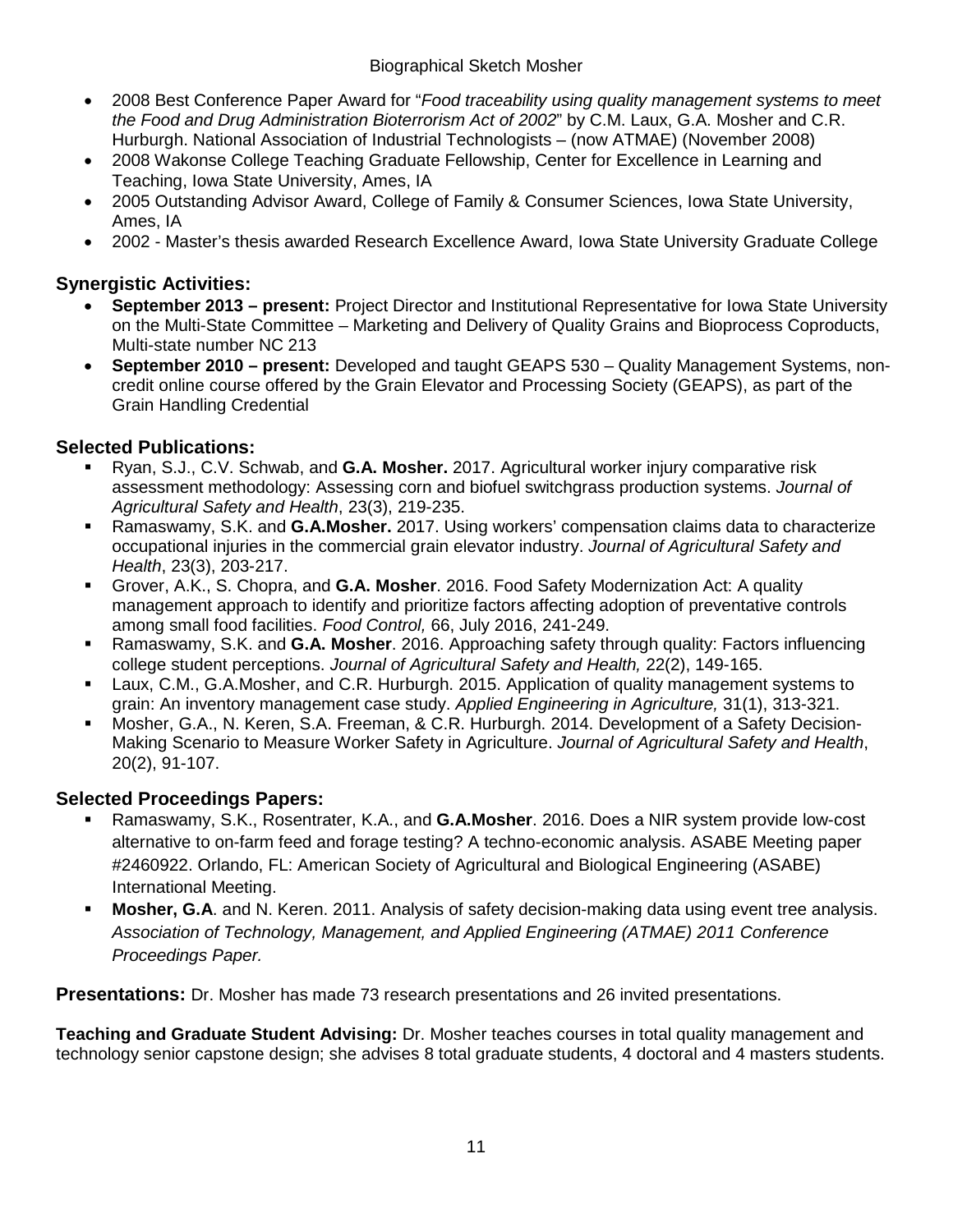- 2008 Best Conference Paper Award for "*Food traceability using quality management systems to meet the Food and Drug Administration Bioterrorism Act of 2002*" by C.M. Laux, G.A. Mosher and C.R. Hurburgh. National Association of Industrial Technologists – (now ATMAE) (November 2008)
- 2008 Wakonse College Teaching Graduate Fellowship, Center for Excellence in Learning and Teaching, Iowa State University, Ames, IA
- 2005 Outstanding Advisor Award, College of Family & Consumer Sciences, Iowa State University, Ames, IA
- 2002 - Master's thesis awarded Research Excellence Award, Iowa State University Graduate College

## Synergistic Activities:

- **September 2013 – present:** Project Director and Institutional Representative for Iowa State University on the Multi-State Committee – Marketing and Delivery of Quality Grains and Bioprocess Coproducts, Multi-state number NC 213
- **September 2010 – present:** Developed and taught GEAPS 530 – Quality Management Systems, non-credit online course offered by the Grain Elevator and Processing Society (GEAPS), as part of the Grain Handling Credential

## Selected Publications:

- Ryan, S.J., C.V. Schwab, and **G.A. Mosher.** 2017. Agricultural worker injury comparative risk assessment methodology: Assessing corn and biofuel switchgrass production systems. *Journal of Agricultural Safety and Health*, 23(3), 219-235.
- Ramaswamy, S.K. and **G.A.Mosher.** 2017. Using workers' compensation claims data to characterize occupational injuries in the commercial grain elevator industry. *Journal of Agricultural Safety and Health*, 23(3), 203-217.
- Grover, A.K., S. Chopra, and **G.A. Mosher**. 2016. Food Safety Modernization Act: A quality management approach to identify and prioritize factors affecting adoption of preventative controls among small food facilities. *Food Control,* 66, July 2016, 241-249.
- Ramaswamy, S.K. and **G.A. Mosher**. 2016. Approaching safety through quality: Factors influencing college student perceptions. *Journal of Agricultural Safety and Health,* 22(2), 149-165.
- Laux, C.M., G.A.Mosher, and C.R. Hurburgh. 2015. Application of quality management systems to grain: An inventory management case study. *Applied Engineering in Agriculture,* 31(1), 313-321.
- Mosher, G.A., N. Keren, S.A. Freeman, & C.R. Hurburgh. 2014. Development of a Safety Decision-Making Scenario to Measure Worker Safety in Agriculture. *Journal of Agricultural Safety and Health*, 20(2), 91-107.

## Selected Proceedings Papers:

- Ramaswamy, S.K., Rosentrater, K.A., and **G.A.Mosher**. 2016. Does a NIR system provide low-cost alternative to on-farm feed and forage testing? A techno-economic analysis. ASABE Meeting paper #2460922. Orlando, FL: American Society of Agricultural and Biological Engineering (ASABE) International Meeting.
- **Mosher, G.A**. and N. Keren. 2011. Analysis of safety decision-making data using event tree analysis. *Association of Technology, Management, and Applied Engineering (ATMAE) 2011 Conference Proceedings Paper.*

**Presentations:** Dr. Mosher has made 73 research presentations and 26 invited presentations.

**Teaching and Graduate Student Advising:** Dr. Mosher teaches courses in total quality management and technology senior capstone design; she advises 8 total graduate students, 4 doctoral and 4 masters students.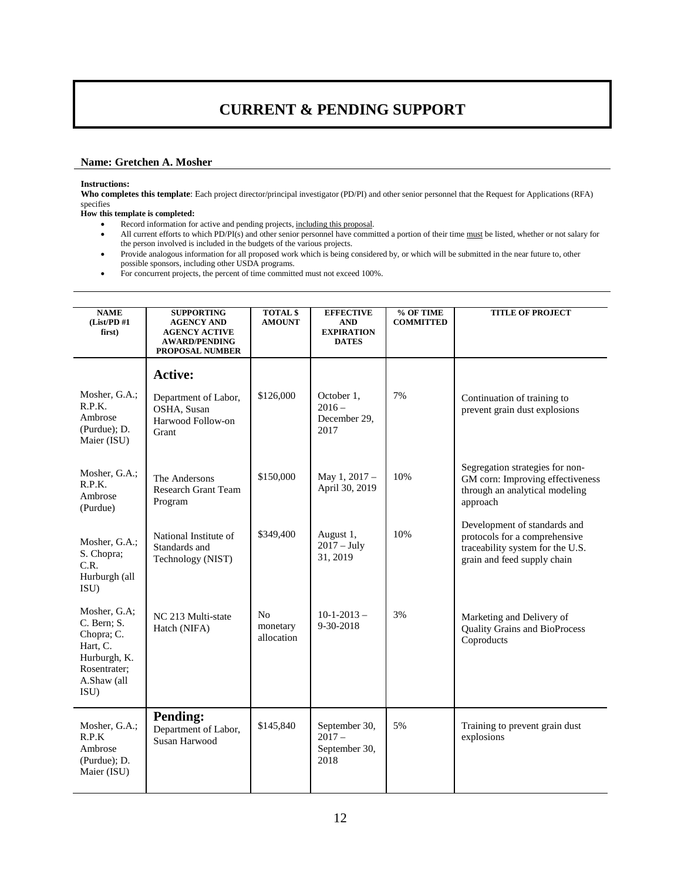# CURRENT & PENDING SUPPORT

**Name: Gretchen A. Mosher**

**Instructions:**
**Who completes this template**: Each project director/principal investigator (PD/PI) and other senior personnel that the Request for Applications (RFA) specifies
**How this template is completed:**

- Record information for active and pending projects, including this proposal.
- All current efforts to which PD/PI(s) and other senior personnel have committed a portion of their time must be listed, whether or not salary for the person involved is included in the budgets of the various projects.
- Provide analogous information for all proposed work which is being considered by, or which will be submitted in the near future to, other possible sponsors, including other USDA programs.
- For concurrent projects, the percent of time committed must not exceed 100%.

| NAME (List/PD #1 first) | SUPPORTING AGENCY AND AGENCY ACTIVE AWARD/PENDING PROPOSAL NUMBER | TOTAL $ AMOUNT | EFFECTIVE AND EXPIRATION DATES | % OF TIME COMMITTED | TITLE OF PROJECT |
|---|---|---|---|---|---|
| | **Active:** | | | | |
| Mosher, G.A.; R.P.K. Ambrose (Purdue); D. Maier (ISU) | Department of Labor, OSHA, Susan Harwood Follow-on Grant | $126,000 | October 1, 2016 – December 29, 2017 | 7% | Continuation of training to prevent grain dust explosions |
| Mosher, G.A.; R.P.K. Ambrose (Purdue) | The Andersons Research Grant Team Program | $150,000 | May 1, 2017 – April 30, 2019 | 10% | Segregation strategies for non-GM corn: Improving effectiveness through an analytical modeling approach |
| Mosher, G.A.; S. Chopra; C.R. Hurburgh (all ISU) | National Institute of Standards and Technology (NIST) | $349,400 | August 1, 2017 – July 31, 2019 | 10% | Development of standards and protocols for a comprehensive traceability system for the U.S. grain and feed supply chain |
| Mosher, G.A; C. Bern; S. Chopra; C. Hart, C. Hurburgh, K. Rosentrater; A.Shaw (all ISU) | NC 213 Multi-state Hatch (NIFA) | No monetary allocation | 10-1-2013 – 9-30-2018 | 3% | Marketing and Delivery of Quality Grains and BioProcess Coproducts |
| | **Pending:** | | | | |
| Mosher, G.A.; R.P.K Ambrose (Purdue); D. Maier (ISU) | Department of Labor, Susan Harwood | $145,840 | September 30, 2017 – September 30, 2018 | 5% | Training to prevent grain dust explosions |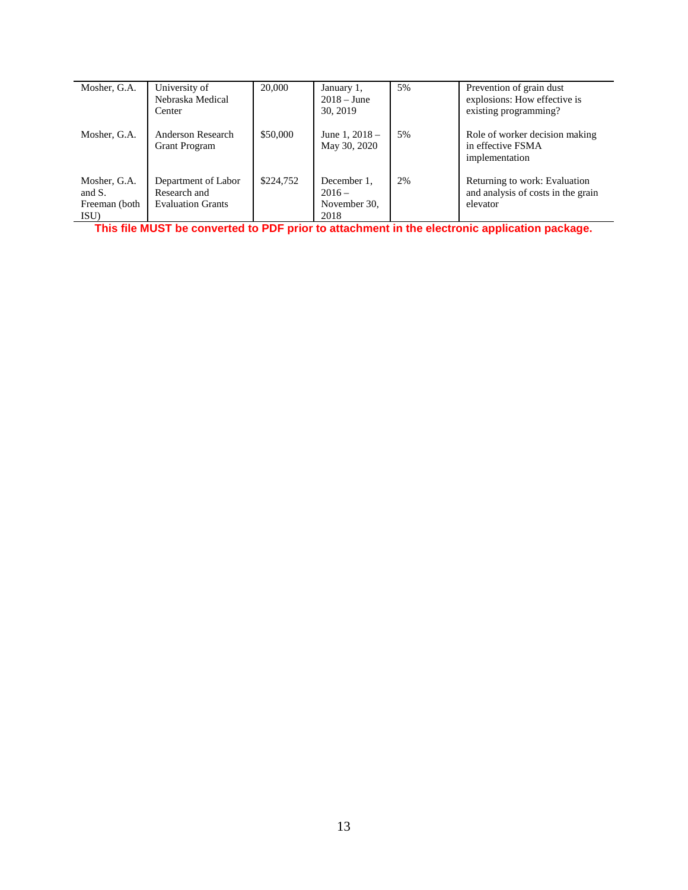| Mosher, G.A. | University of Nebraska Medical Center | 20,000 | January 1, 2018 – June 30, 2019 | 5% | Prevention of grain dust explosions: How effective is existing programming? |
|---|---|---|---|---|---|
| Mosher, G.A. | Anderson Research Grant Program | $50,000 | June 1, 2018 – May 30, 2020 | 5% | Role of worker decision making in effective FSMA implementation |
| Mosher, G.A. and S. Freeman (both ISU) | Department of Labor Research and Evaluation Grants | $224,752 | December 1, 2016 – November 30, 2018 | 2% | Returning to work: Evaluation and analysis of costs in the grain elevator |

**This file MUST be converted to PDF prior to attachment in the electronic application package.**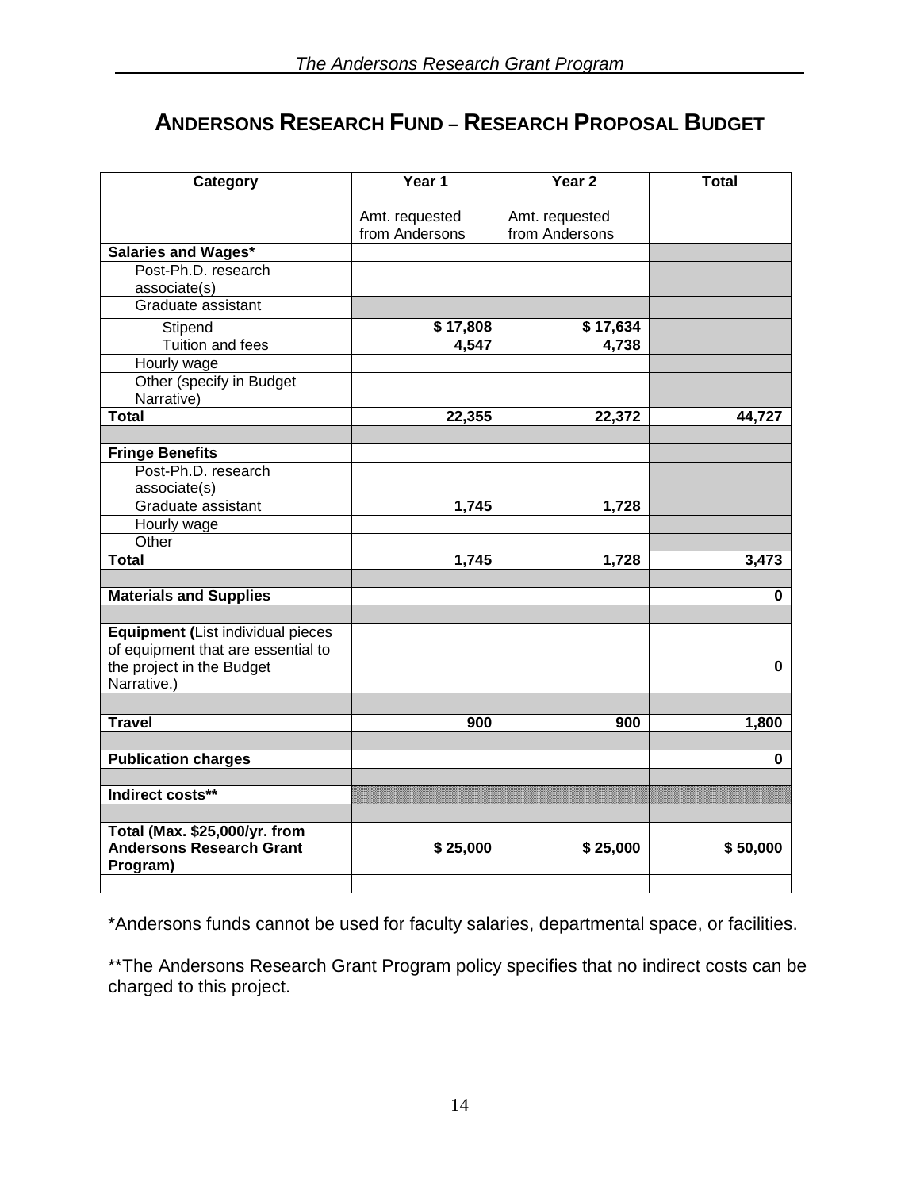# ANDERSONS RESEARCH FUND – RESEARCH PROPOSAL BUDGET

| Category | Year 1<br><br>Amt. requested from Andersons | Year 2<br><br>Amt. requested from Andersons | Total |
|---|---|---|---|
| **Salaries and Wages*** | | | |
| Post-Ph.D. research associate(s) | | | |
| Graduate assistant | | | |
| Stipend | **$ 17,808** | **$ 17,634** | |
| Tuition and fees | **4,547** | **4,738** | |
| Hourly wage | | | |
| Other (specify in Budget Narrative) | | | |
| **Total** | **22,355** | **22,372** | **44,727** |
| | | | |
| **Fringe Benefits** | | | |
| Post-Ph.D. research associate(s) | | | |
| Graduate assistant | **1,745** | **1,728** | |
| Hourly wage | | | |
| Other | | | |
| **Total** | **1,745** | **1,728** | **3,473** |
| | | | |
| **Materials and Supplies** | | | **0** |
| | | | |
| **Equipment (**List individual pieces of equipment that are essential to the project in the Budget Narrative.) | | | **0** |
| | | | |
| **Travel** | **900** | **900** | **1,800** |
| | | | |
| **Publication charges** | | | **0** |
| | | | |
| **Indirect costs**** | | | |
| | | | |
| **Total (Max. $25,000/yr. from Andersons Research Grant Program)** | **$ 25,000** | **$ 25,000** | **$ 50,000** |
| | | | |

*Andersons funds cannot be used for faculty salaries, departmental space, or facilities.

**The Andersons Research Grant Program policy specifies that no indirect costs can be charged to this project.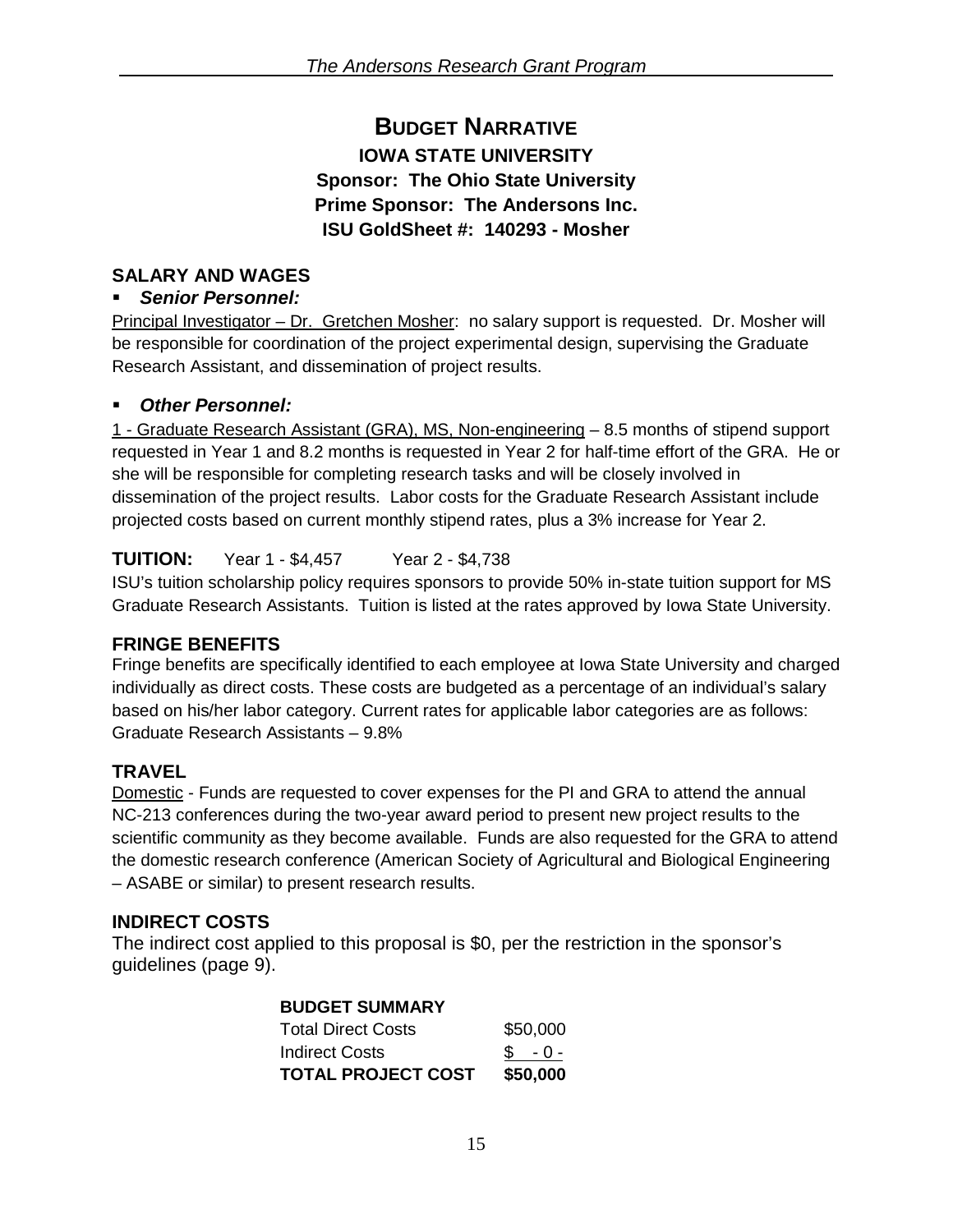# BUDGET NARRATIVE

**IOWA STATE UNIVERSITY**
**Sponsor: The Ohio State University**
**Prime Sponsor: The Andersons Inc.**
**ISU GoldSheet #: 140293 - Mosher**

## SALARY AND WAGES

- ***Senior Personnel:***

Principal Investigator – Dr. Gretchen Mosher: no salary support is requested. Dr. Mosher will be responsible for coordination of the project experimental design, supervising the Graduate Research Assistant, and dissemination of project results.

- ***Other Personnel:***

1 - Graduate Research Assistant (GRA), MS, Non-engineering – 8.5 months of stipend support requested in Year 1 and 8.2 months is requested in Year 2 for half-time effort of the GRA. He or she will be responsible for completing research tasks and will be closely involved in dissemination of the project results. Labor costs for the Graduate Research Assistant include projected costs based on current monthly stipend rates, plus a 3% increase for Year 2.

**TUITION:** Year 1 - $4,457 Year 2 - $4,738

ISU's tuition scholarship policy requires sponsors to provide 50% in-state tuition support for MS Graduate Research Assistants. Tuition is listed at the rates approved by Iowa State University.

## FRINGE BENEFITS

Fringe benefits are specifically identified to each employee at Iowa State University and charged individually as direct costs. These costs are budgeted as a percentage of an individual's salary based on his/her labor category. Current rates for applicable labor categories are as follows: Graduate Research Assistants – 9.8%

## TRAVEL

Domestic - Funds are requested to cover expenses for the PI and GRA to attend the annual NC-213 conferences during the two-year award period to present new project results to the scientific community as they become available. Funds are also requested for the GRA to attend the domestic research conference (American Society of Agricultural and Biological Engineering – ASABE or similar) to present research results.

## INDIRECT COSTS

The indirect cost applied to this proposal is $0, per the restriction in the sponsor's guidelines (page 9).

| **BUDGET SUMMARY** | |
|---|---|
| Total Direct Costs | $50,000 |
| Indirect Costs | $ - 0 - |
| **TOTAL PROJECT COST** | **$50,000** |